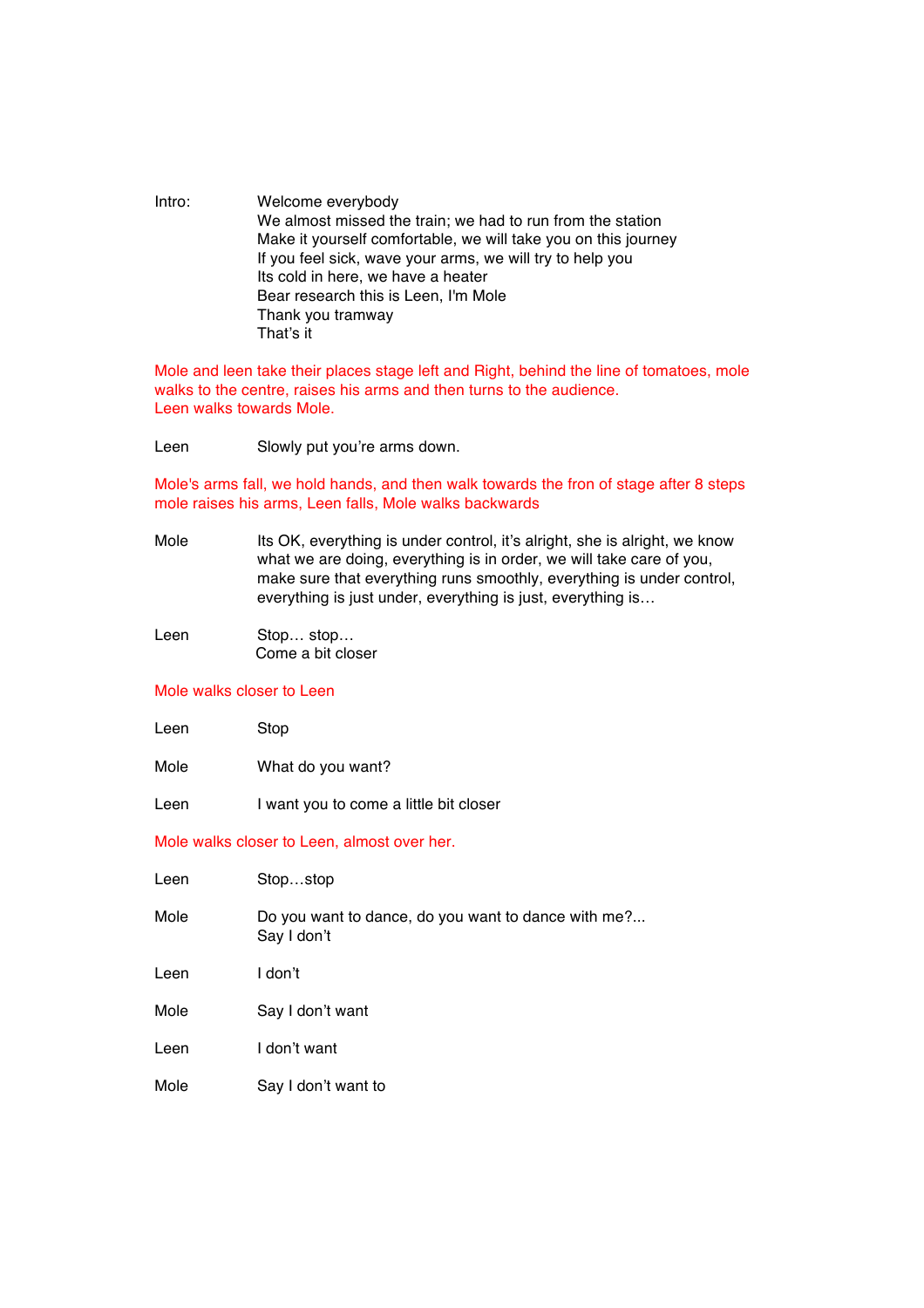Intro: Welcome everybody
We almost missed the train; we had to run from the station
Make it yourself comfortable, we will take you on this journey
If you feel sick, wave your arms, we will try to help you
Its cold in here, we have a heater
Bear research this is Leen, I'm Mole
Thank you tramway
That's it

*Mole and leen take their places stage left and Right, behind the line of tomatoes, mole walks to the centre, raises his arms and then turns to the audience.*
*Leen walks towards Mole.*

Leen: Slowly put you're arms down.

*Mole's arms fall, we hold hands, and then walk towards the fron of stage after 8 steps mole raises his arms, Leen falls, Mole walks backwards*

Mole: Its OK, everything is under control, it's alright, she is alright, we know what we are doing, everything is in order, we will take care of you, make sure that everything runs smoothly, everything is under control, everything is just under, everything is just, everything is…

Leen: Stop… stop…
Come a bit closer

*Mole walks closer to Leen*

Leen: Stop

Mole: What do you want?

Leen: I want you to come a little bit closer

*Mole walks closer to Leen, almost over her.*

Leen: Stop…stop

Mole: Do you want to dance, do you want to dance with me?...
Say I don't

Leen: I don't

Mole: Say I don't want

Leen: I don't want

Mole: Say I don't want to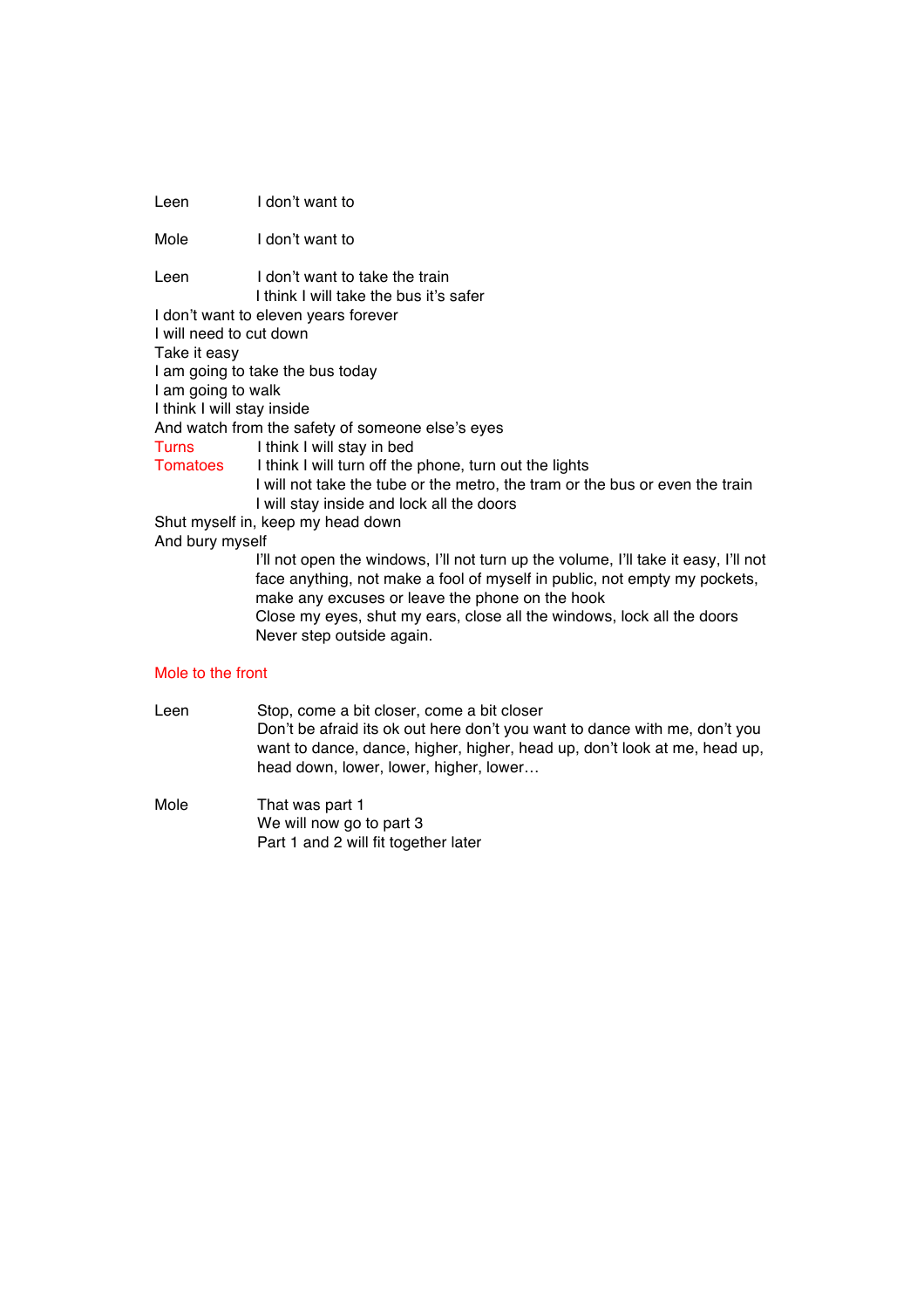Leen I don't want to

Mole I don't want to

Leen I don't want to take the train
I think I will take the bus it's safer
I don't want to eleven years forever
I will need to cut down
Take it easy
I am going to take the bus today
I am going to walk
I think I will stay inside
And watch from the safety of someone else's eyes
Turns I think I will stay in bed
Tomatoes I think I will turn off the phone, turn out the lights
I will not take the tube or the metro, the tram or the bus or even the train
I will stay inside and lock all the doors
Shut myself in, keep my head down
And bury myself
I'll not open the windows, I'll not turn up the volume, I'll take it easy, I'll not face anything, not make a fool of myself in public, not empty my pockets, make any excuses or leave the phone on the hook
Close my eyes, shut my ears, close all the windows, lock all the doors
Never step outside again.

Mole to the front

Leen Stop, come a bit closer, come a bit closer
Don't be afraid its ok out here don't you want to dance with me, don't you want to dance, dance, higher, higher, head up, don't look at me, head up, head down, lower, lower, higher, lower…

Mole That was part 1
We will now go to part 3
Part 1 and 2 will fit together later